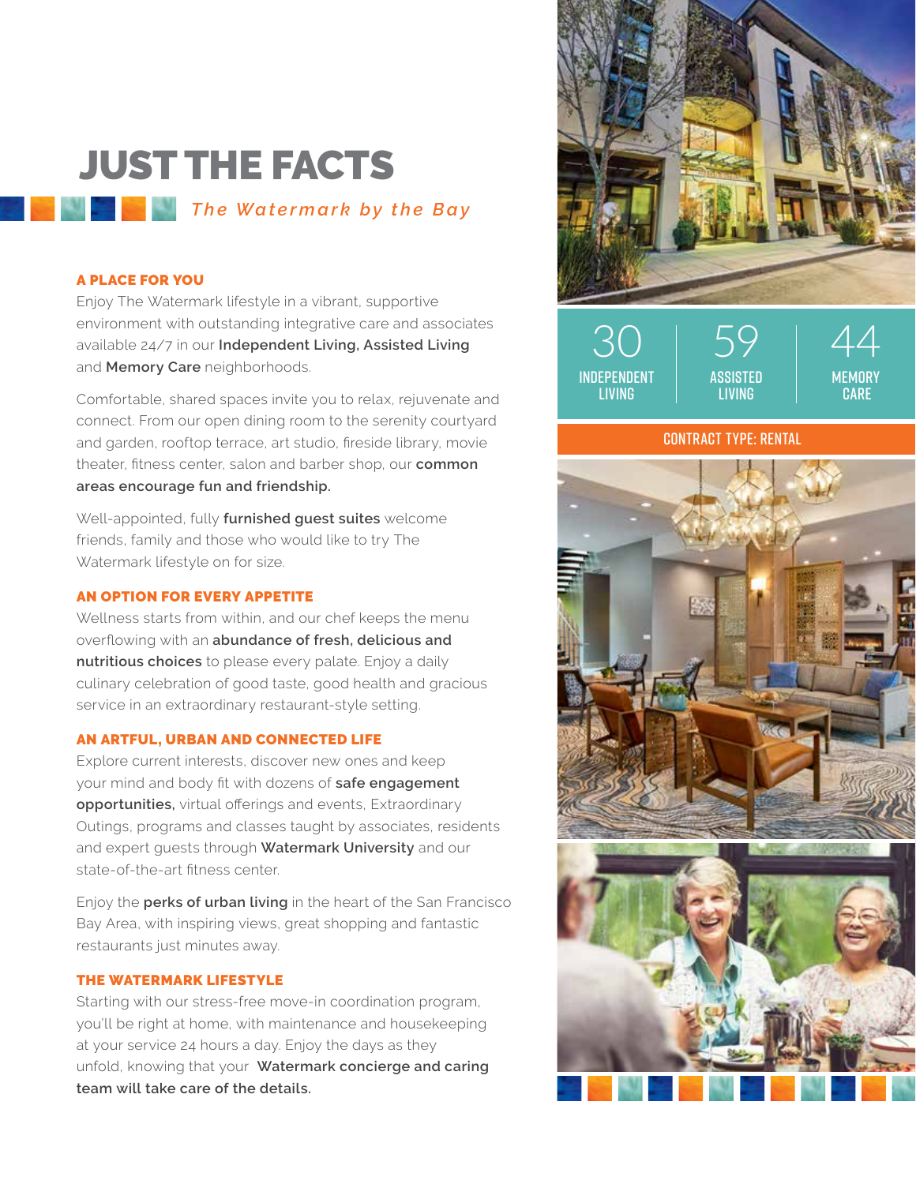# JUST THE FACTS

*The Watermark by the Bay*

### A PLACE FOR YOU

Enjoy The Watermark lifestyle in a vibrant, supportive environment with outstanding integrative care and associates available 24/7 in our **Independent Living, Assisted Living** and **Memory Care** neighborhoods.

Comfortable, shared spaces invite you to relax, rejuvenate and connect. From our open dining room to the serenity courtyard and garden, rooftop terrace, art studio, fireside library, movie theater, fitness center, salon and barber shop, our **common areas encourage fun and friendship.**

Well-appointed, fully **furnished guest suites** welcome friends, family and those who would like to try The Watermark lifestyle on for size.

### AN OPTION FOR EVERY APPETITE

Wellness starts from within, and our chef keeps the menu overflowing with an **abundance of fresh, delicious and nutritious choices** to please every palate. Enjoy a daily culinary celebration of good taste, good health and gracious service in an extraordinary restaurant-style setting.

### AN ARTFUL, URBAN AND CONNECTED LIFE

Explore current interests, discover new ones and keep your mind and body fit with dozens of **safe engagement opportunities,** virtual offerings and events, Extraordinary Outings, programs and classes taught by associates, residents and expert guests through **Watermark University** and our state-of-the-art fitness center.

Enjoy the **perks of urban living** in the heart of the San Francisco Bay Area, with inspiring views, great shopping and fantastic restaurants just minutes away.

### THE WATERMARK LIFESTYLE

Starting with our stress-free move-in coordination program, you'll be right at home, with maintenance and housekeeping at your service 24 hours a day. Enjoy the days as they unfold, knowing that your **Watermark concierge and caring team will take care of the details.**

| 30 | 59 | 44 |
|---|---|---|
| INDEPENDENT LIVING | ASSISTED LIVING | MEMORY CARE |

**CONTRACT TYPE: RENTAL**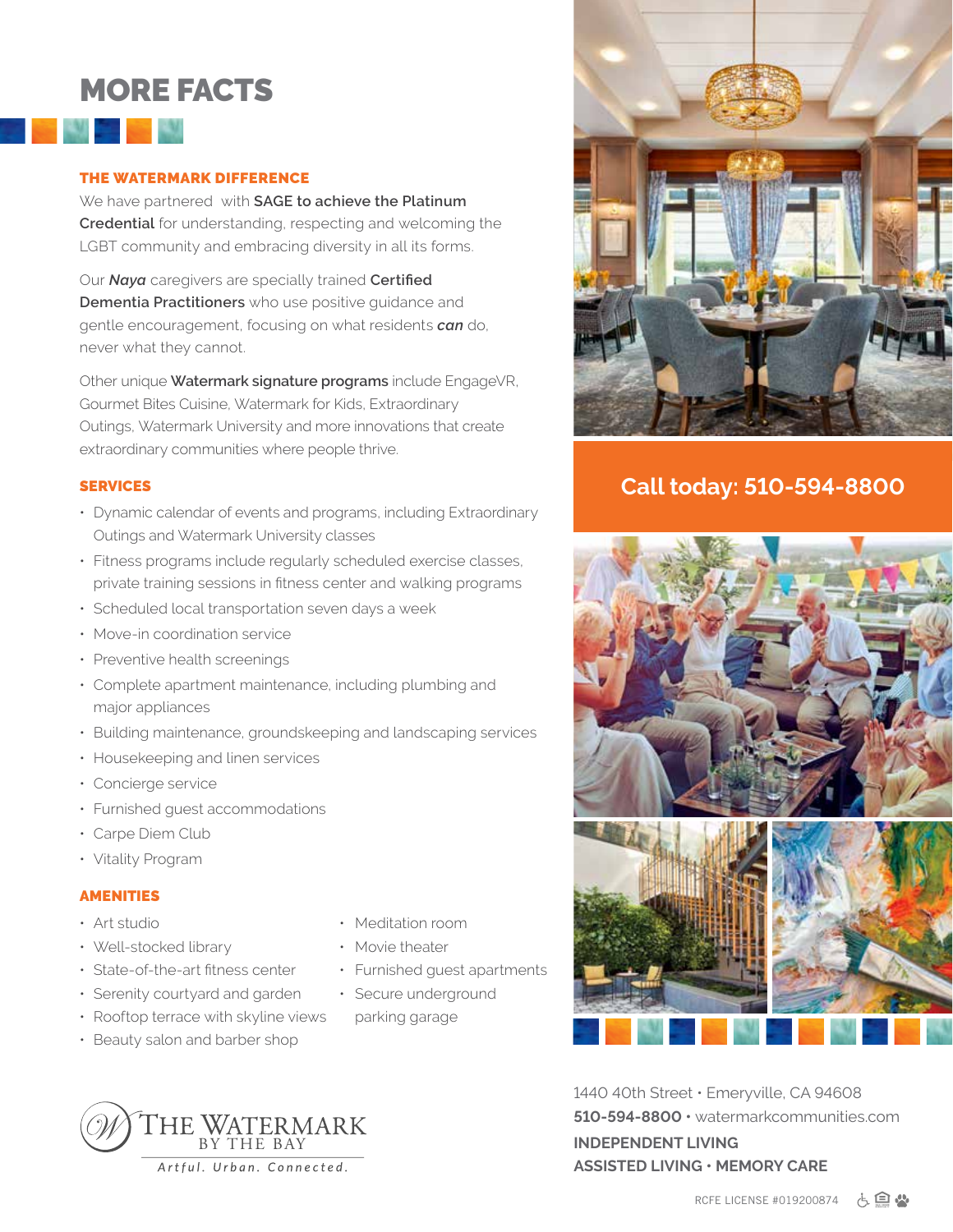# MORE FACTS

### THE WATERMARK DIFFERENCE

We have partnered with **SAGE to achieve the Platinum Credential** for understanding, respecting and welcoming the LGBT community and embracing diversity in all its forms.

Our ***Naya*** caregivers are specially trained **Certified Dementia Practitioners** who use positive guidance and gentle encouragement, focusing on what residents ***can*** do, never what they cannot.

Other unique **Watermark signature programs** include EngageVR, Gourmet Bites Cuisine, Watermark for Kids, Extraordinary Outings, Watermark University and more innovations that create extraordinary communities where people thrive.

### SERVICES

- Dynamic calendar of events and programs, including Extraordinary Outings and Watermark University classes
- Fitness programs include regularly scheduled exercise classes, private training sessions in fitness center and walking programs
- Scheduled local transportation seven days a week
- Move-in coordination service
- Preventive health screenings
- Complete apartment maintenance, including plumbing and major appliances
- Building maintenance, groundskeeping and landscaping services
- Housekeeping and linen services
- Concierge service
- Furnished guest accommodations
- Carpe Diem Club
- Vitality Program

### AMENITIES

- Art studio
- Well-stocked library
- State-of-the-art fitness center
- Serenity courtyard and garden
- Rooftop terrace with skyline views
- Beauty salon and barber shop
- Meditation room
- Movie theater
- Furnished guest apartments
- Secure underground parking garage

THE WATERMARK BY THE BAY

*Artful. Urban. Connected.*

**Call today: 510-594-8800**

1440 40th Street • Emeryville, CA 94608

**510-594-8800** • watermarkcommunities.com

**INDEPENDENT LIVING**

**ASSISTED LIVING • MEMORY CARE**

RCFE LICENSE #019200874